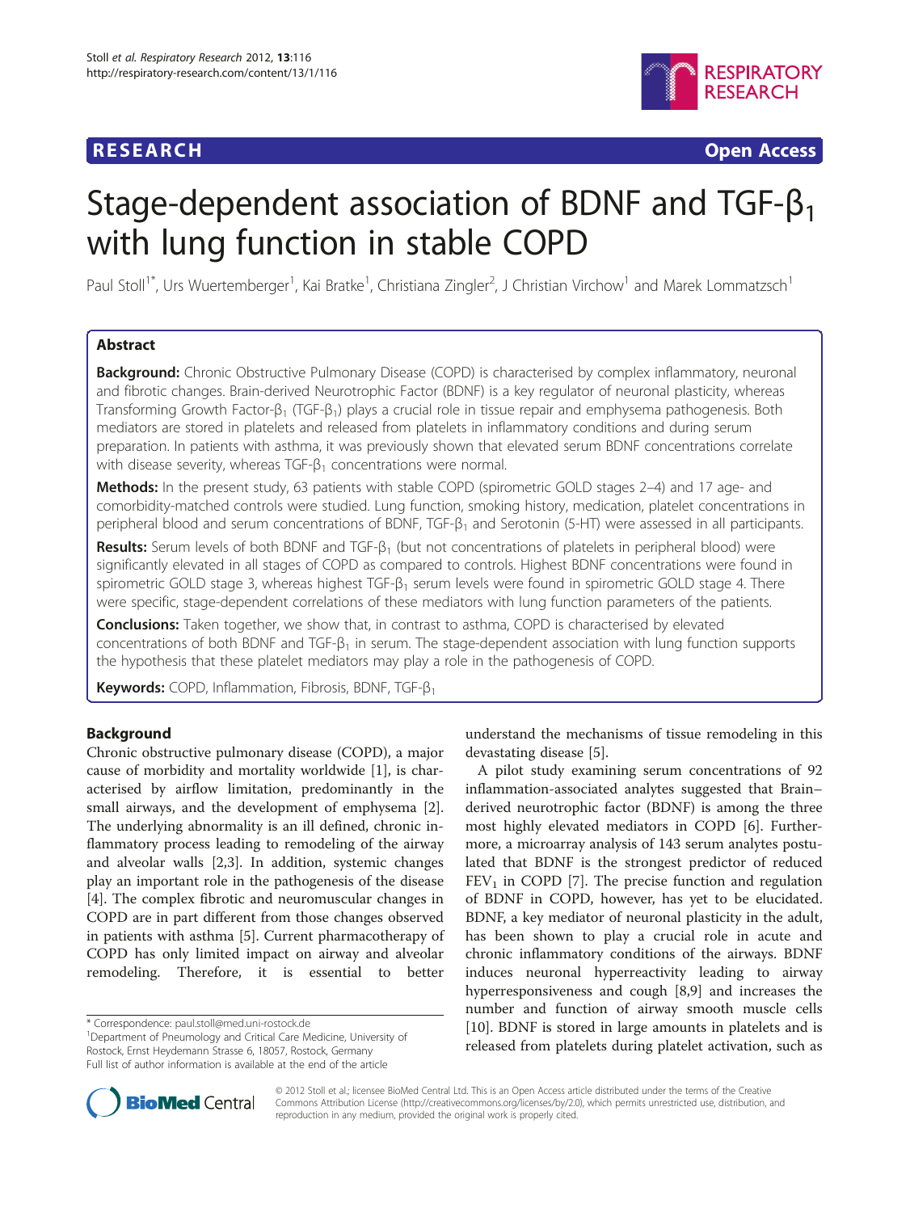**RESEARCH** **Open Access**

# Stage-dependent association of BDNF and TGF-$\beta_1$ with lung function in stable COPD

Paul Stoll[1*], Urs Wuertemberger[1], Kai Bratke[1], Christiana Zingler[2], J Christian Virchow[1] and Marek Lommatzsch[1]

## Abstract

**Background:** Chronic Obstructive Pulmonary Disease (COPD) is characterised by complex inflammatory, neuronal and fibrotic changes. Brain-derived Neurotrophic Factor (BDNF) is a key regulator of neuronal plasticity, whereas Transforming Growth Factor-$\beta_1$ (TGF-$\beta_1$) plays a crucial role in tissue repair and emphysema pathogenesis. Both mediators are stored in platelets and released from platelets in inflammatory conditions and during serum preparation. In patients with asthma, it was previously shown that elevated serum BDNF concentrations correlate with disease severity, whereas TGF-$\beta_1$ concentrations were normal.

**Methods:** In the present study, 63 patients with stable COPD (spirometric GOLD stages 2–4) and 17 age- and comorbidity-matched controls were studied. Lung function, smoking history, medication, platelet concentrations in peripheral blood and serum concentrations of BDNF, TGF-$\beta_1$ and Serotonin (5-HT) were assessed in all participants.

**Results:** Serum levels of both BDNF and TGF-$\beta_1$ (but not concentrations of platelets in peripheral blood) were significantly elevated in all stages of COPD as compared to controls. Highest BDNF concentrations were found in spirometric GOLD stage 3, whereas highest TGF-$\beta_1$ serum levels were found in spirometric GOLD stage 4. There were specific, stage-dependent correlations of these mediators with lung function parameters of the patients.

**Conclusions:** Taken together, we show that, in contrast to asthma, COPD is characterised by elevated concentrations of both BDNF and TGF-$\beta_1$ in serum. The stage-dependent association with lung function supports the hypothesis that these platelet mediators may play a role in the pathogenesis of COPD.

**Keywords:** COPD, Inflammation, Fibrosis, BDNF, TGF-$\beta_1$

## Background

Chronic obstructive pulmonary disease (COPD), a major cause of morbidity and mortality worldwide [1], is characterised by airflow limitation, predominantly in the small airways, and the development of emphysema [2]. The underlying abnormality is an ill defined, chronic inflammatory process leading to remodeling of the airway and alveolar walls [2,3]. In addition, systemic changes play an important role in the pathogenesis of the disease [4]. The complex fibrotic and neuromuscular changes in COPD are in part different from those changes observed in patients with asthma [5]. Current pharmacotherapy of COPD has only limited impact on airway and alveolar remodeling. Therefore, it is essential to better understand the mechanisms of tissue remodeling in this devastating disease [5].

A pilot study examining serum concentrations of 92 inflammation-associated analytes suggested that Brain–derived neurotrophic factor (BDNF) is among the three most highly elevated mediators in COPD [6]. Furthermore, a microarray analysis of 143 serum analytes postulated that BDNF is the strongest predictor of reduced $FEV_1$ in COPD [7]. The precise function and regulation of BDNF in COPD, however, has yet to be elucidated. BDNF, a key mediator of neuronal plasticity in the adult, has been shown to play a crucial role in acute and chronic inflammatory conditions of the airways. BDNF induces neuronal hyperreactivity leading to airway hyperresponsiveness and cough [8,9] and increases the number and function of airway smooth muscle cells [10]. BDNF is stored in large amounts in platelets and is released from platelets during platelet activation, such as

\* Correspondence: paul.stoll@med.uni-rostock.de
[1]Department of Pneumology and Critical Care Medicine, University of Rostock, Ernst Heydemann Strasse 6, 18057, Rostock, Germany
Full list of author information is available at the end of the article

© 2012 Stoll et al.; licensee BioMed Central Ltd. This is an Open Access article distributed under the terms of the Creative Commons Attribution License (http://creativecommons.org/licenses/by/2.0), which permits unrestricted use, distribution, and reproduction in any medium, provided the original work is properly cited.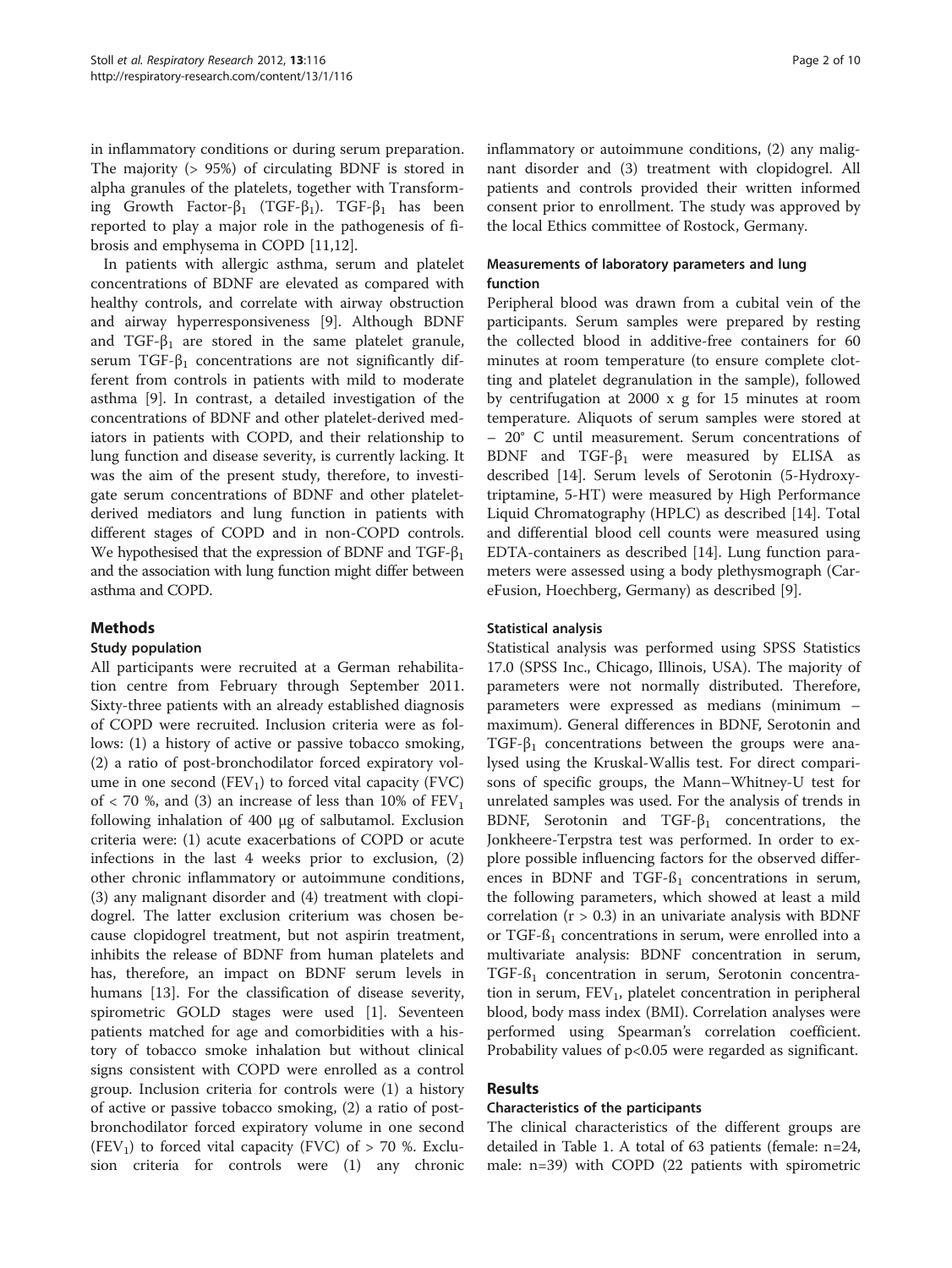in inflammatory conditions or during serum preparation. The majority (> 95%) of circulating BDNF is stored in alpha granules of the platelets, together with Transforming Growth Factor-$\beta_1$ (TGF-$\beta_1$). TGF-$\beta_1$ has been reported to play a major role in the pathogenesis of fibrosis and emphysema in COPD [11,12].

In patients with allergic asthma, serum and platelet concentrations of BDNF are elevated as compared with healthy controls, and correlate with airway obstruction and airway hyperresponsiveness [9]. Although BDNF and TGF-$\beta_1$ are stored in the same platelet granule, serum TGF-$\beta_1$ concentrations are not significantly different from controls in patients with mild to moderate asthma [9]. In contrast, a detailed investigation of the concentrations of BDNF and other platelet-derived mediators in patients with COPD, and their relationship to lung function and disease severity, is currently lacking. It was the aim of the present study, therefore, to investigate serum concentrations of BDNF and other platelet-derived mediators and lung function in patients with different stages of COPD and in non-COPD controls. We hypothesised that the expression of BDNF and TGF-$\beta_1$ and the association with lung function might differ between asthma and COPD.

## Methods

### Study population

All participants were recruited at a German rehabilitation centre from February through September 2011. Sixty-three patients with an already established diagnosis of COPD were recruited. Inclusion criteria were as follows: (1) a history of active or passive tobacco smoking, (2) a ratio of post-bronchodilator forced expiratory volume in one second ($FEV_1$) to forced vital capacity (FVC) of < 70 %, and (3) an increase of less than 10% of $FEV_1$ following inhalation of 400 µg of salbutamol. Exclusion criteria were: (1) acute exacerbations of COPD or acute infections in the last 4 weeks prior to exclusion, (2) other chronic inflammatory or autoimmune conditions, (3) any malignant disorder and (4) treatment with clopidogrel. The latter exclusion criterium was chosen because clopidogrel treatment, but not aspirin treatment, inhibits the release of BDNF from human platelets and has, therefore, an impact on BDNF serum levels in humans [13]. For the classification of disease severity, spirometric GOLD stages were used [1]. Seventeen patients matched for age and comorbidities with a history of tobacco smoke inhalation but without clinical signs consistent with COPD were enrolled as a control group. Inclusion criteria for controls were (1) a history of active or passive tobacco smoking, (2) a ratio of post-bronchodilator forced expiratory volume in one second ($FEV_1$) to forced vital capacity (FVC) of > 70 %. Exclusion criteria for controls were (1) any chronic inflammatory or autoimmune conditions, (2) any malignant disorder and (3) treatment with clopidogrel. All patients and controls provided their written informed consent prior to enrollment. The study was approved by the local Ethics committee of Rostock, Germany.

### Measurements of laboratory parameters and lung function

Peripheral blood was drawn from a cubital vein of the participants. Serum samples were prepared by resting the collected blood in additive-free containers for 60 minutes at room temperature (to ensure complete clotting and platelet degranulation in the sample), followed by centrifugation at 2000 x g for 15 minutes at room temperature. Aliquots of serum samples were stored at – 20° C until measurement. Serum concentrations of BDNF and TGF-$\beta_1$ were measured by ELISA as described [14]. Serum levels of Serotonin (5-Hydroxytriptamine, 5-HT) were measured by High Performance Liquid Chromatography (HPLC) as described [14]. Total and differential blood cell counts were measured using EDTA-containers as described [14]. Lung function parameters were assessed using a body plethysmograph (CareFusion, Hoechberg, Germany) as described [9].

### Statistical analysis

Statistical analysis was performed using SPSS Statistics 17.0 (SPSS Inc., Chicago, Illinois, USA). The majority of parameters were not normally distributed. Therefore, parameters were expressed as medians (minimum – maximum). General differences in BDNF, Serotonin and TGF-$\beta_1$ concentrations between the groups were analysed using the Kruskal-Wallis test. For direct comparisons of specific groups, the Mann–Whitney-U test for unrelated samples was used. For the analysis of trends in BDNF, Serotonin and TGF-$\beta_1$ concentrations, the Jonkheere-Terpstra test was performed. In order to explore possible influencing factors for the observed differences in BDNF and TGF-ß$_1$ concentrations in serum, the following parameters, which showed at least a mild correlation ($r > 0.3$) in an univariate analysis with BDNF or TGF-ß$_1$ concentrations in serum, were enrolled into a multivariate analysis: BDNF concentration in serum, TGF-ß$_1$ concentration in serum, Serotonin concentration in serum, $FEV_1$, platelet concentration in peripheral blood, body mass index (BMI). Correlation analyses were performed using Spearman's correlation coefficient. Probability values of $p<0.05$ were regarded as significant.

## Results

### Characteristics of the participants

The clinical characteristics of the different groups are detailed in Table 1. A total of 63 patients (female: n=24, male: n=39) with COPD (22 patients with spirometric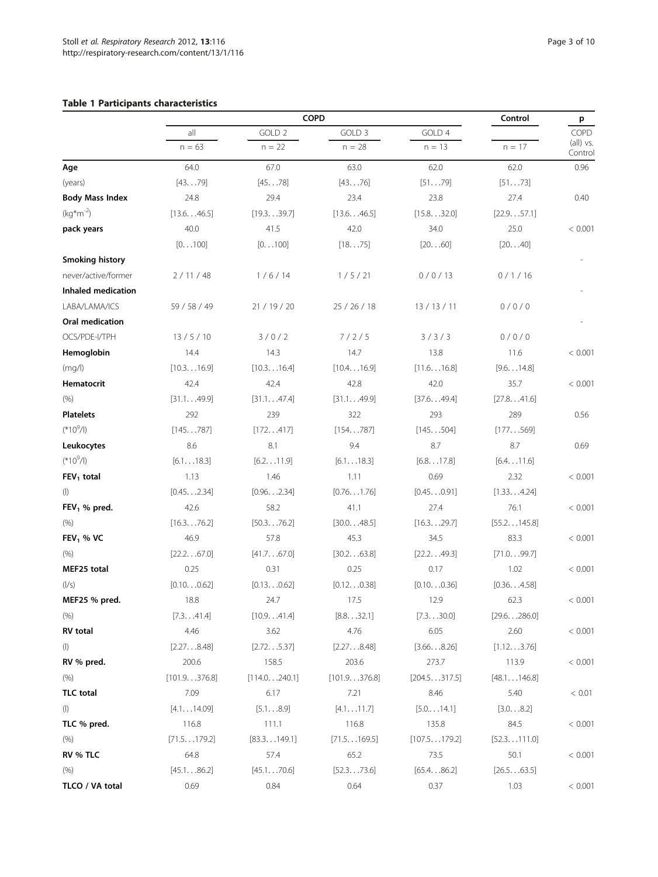**Table 1 Participants characteristics**

| | COPD | | | | Control | p |
|---|---|---|---|---|---|---|
| | all | GOLD 2 | GOLD 3 | GOLD 4 | | COPD (all) vs. Control |
| | n = 63 | n = 22 | n = 28 | n = 13 | n = 17 | |
| **Age** | 64.0 | 67.0 | 63.0 | 62.0 | 62.0 | 0.96 |
| (years) | [43…79] | [45…78] | [43…76] | [51…79] | [51…73] | |
| **Body Mass Index** | 24.8 | 29.4 | 23.4 | 23.8 | 27.4 | 0.40 |
| ($kg*m^{-2}$) | [13.6…46.5] | [19.3…39.7] | [13.6…46.5] | [15.8…32.0] | [22.9…57.1] | |
| **pack years** | 40.0 | 41.5 | 42.0 | 34.0 | 25.0 | < 0.001 |
| | [0…100] | [0…100] | [18…75] | [20…60] | [20…40] | |
| **Smoking history** | | | | | | - |
| never/active/former | 2 / 11 / 48 | 1 / 6 / 14 | 1 / 5 / 21 | 0 / 0 / 13 | 0 / 1 / 16 | |
| **Inhaled medication** | | | | | | - |
| LABA/LAMA/ICS | 59 / 58 / 49 | 21 / 19 / 20 | 25 / 26 / 18 | 13 / 13 / 11 | 0 / 0 / 0 | |
| **Oral medication** | | | | | | - |
| OCS/PDE-I/TPH | 13 / 5 / 10 | 3 / 0 / 2 | 7 / 2 / 5 | 3 / 3 / 3 | 0 / 0 / 0 | |
| **Hemoglobin** | 14.4 | 14.3 | 14.7 | 13.8 | 11.6 | < 0.001 |
| (mg/l) | [10.3…16.9] | [10.3…16.4] | [10.4…16.9] | [11.6…16.8] | [9.6…14.8] | |
| **Hematocrit** | 42.4 | 42.4 | 42.8 | 42.0 | 35.7 | < 0.001 |
| (%) | [31.1…49.9] | [31.1…47.4] | [31.1…49.9] | [37.6…49.4] | [27.8…41.6] | |
| **Platelets** | 292 | 239 | 322 | 293 | 289 | 0.56 |
| ($*10^9$/l) | [145…787] | [172…417] | [154…787] | [145…504] | [177…569] | |
| **Leukocytes** | 8.6 | 8.1 | 9.4 | 8.7 | 8.7 | 0.69 |
| ($*10^9$/l) | [6.1…18.3] | [6.2…11.9] | [6.1…18.3] | [6.8…17.8] | [6.4…11.6] | |
| **$FEV_1$ total** | 1.13 | 1.46 | 1.11 | 0.69 | 2.32 | < 0.001 |
| (l) | [0.45…2.34] | [0.96…2.34] | [0.76…1.76] | [0.45…0.91] | [1.33…4.24] | |
| **$FEV_1$ % pred.** | 42.6 | 58.2 | 41.1 | 27.4 | 76.1 | < 0.001 |
| (%) | [16.3…76.2] | [50.3…76.2] | [30.0…48.5] | [16.3…29.7] | [55.2…145.8] | |
| **$FEV_1$ % VC** | 46.9 | 57.8 | 45.3 | 34.5 | 83.3 | < 0.001 |
| (%) | [22.2…67.0] | [41.7…67.0] | [30.2…63.8] | [22.2…49.3] | [71.0…99.7] | |
| **MEF25 total** | 0.25 | 0.31 | 0.25 | 0.17 | 1.02 | < 0.001 |
| (l/s) | [0.10…0.62] | [0.13…0.62] | [0.12…0.38] | [0.10…0.36] | [0.36…4.58] | |
| **MEF25 % pred.** | 18.8 | 24.7 | 17.5 | 12.9 | 62.3 | < 0.001 |
| (%) | [7.3…41.4] | [10.9…41.4] | [8.8…32.1] | [7.3…30.0] | [29.6…286.0] | |
| **RV total** | 4.46 | 3.62 | 4.76 | 6.05 | 2.60 | < 0.001 |
| (l) | [2.27…8.48] | [2.72…5.37] | [2.27…8.48] | [3.66…8.26] | [1.12…3.76] | |
| **RV % pred.** | 200.6 | 158.5 | 203.6 | 273.7 | 113.9 | < 0.001 |
| (%) | [101.9…376.8] | [114.0…240.1] | [101.9…376.8] | [204.5…317.5] | [48.1…146.8] | |
| **TLC total** | 7.09 | 6.17 | 7.21 | 8.46 | 5.40 | < 0.01 |
| (l) | [4.1…14.09] | [5.1…8.9] | [4.1…11.7] | [5.0…14.1] | [3.0…8.2] | |
| **TLC % pred.** | 116.8 | 111.1 | 116.8 | 135.8 | 84.5 | < 0.001 |
| (%) | [71.5…179.2] | [83.3…149.1] | [71.5…169.5] | [107.5…179.2] | [52.3…111.0] | |
| **RV % TLC** | 64.8 | 57.4 | 65.2 | 73.5 | 50.1 | < 0.001 |
| (%) | [45.1…86.2] | [45.1…70.6] | [52.3…73.6] | [65.4…86.2] | [26.5…63.5] | |
| **TLCO / VA total** | 0.69 | 0.84 | 0.64 | 0.37 | 1.03 | < 0.001 |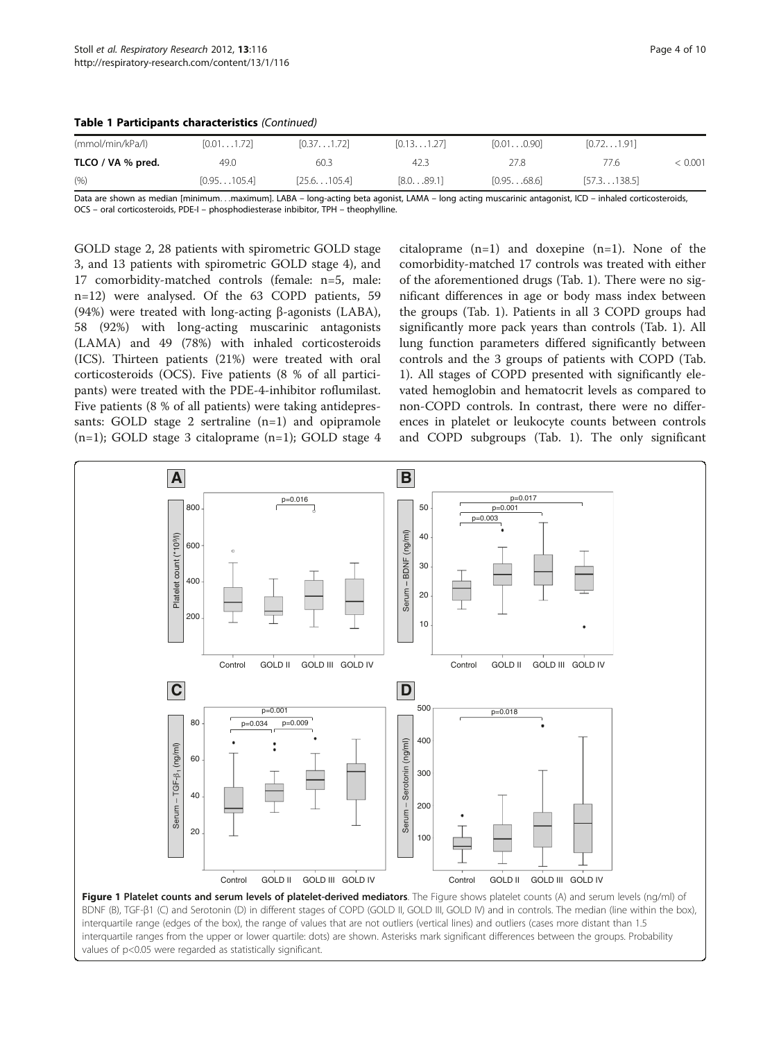**Table 1 Participants characteristics** *(Continued)*

| | | | | | | |
|---|---|---|---|---|---|---|
| (mmol/min/kPa/l) | [0.01…1.72] | [0.37…1.72] | [0.13…1.27] | [0.01…0.90] | [0.72…1.91] | |
| **TLCO / VA % pred.** | 49.0 | 60.3 | 42.3 | 27.8 | 77.6 | < 0.001 |
| (%) | [0.95…105.4] | [25.6…105.4] | [8.0…89.1] | [0.95…68.6] | [57.3…138.5] | |

Data are shown as median [minimum…maximum]. LABA – long-acting beta agonist, LAMA – long acting muscarinic antagonist, ICD – inhaled corticosteroids, OCS – oral corticosteroids, PDE-I – phosphodiesterase inhibitor, TPH – theophylline.

GOLD stage 2, 28 patients with spirometric GOLD stage 3, and 13 patients with spirometric GOLD stage 4), and 17 comorbidity-matched controls (female: n=5, male: n=12) were analysed. Of the 63 COPD patients, 59 (94%) were treated with long-acting β-agonists (LABA), 58 (92%) with long-acting muscarinic antagonists (LAMA) and 49 (78%) with inhaled corticosteroids (ICS). Thirteen patients (21%) were treated with oral corticosteroids (OCS). Five patients (8 % of all participants) were treated with the PDE-4-inhibitor roflumilast. Five patients (8 % of all patients) were taking antidepressants: GOLD stage 2 sertraline (n=1) and opipramole (n=1); GOLD stage 3 citaloprame (n=1); GOLD stage 4 citaloprame (n=1) and doxepine (n=1). None of the comorbidity-matched 17 controls was treated with either of the aforementioned drugs (Tab. 1). There were no significant differences in age or body mass index between the groups (Tab. 1). Patients in all 3 COPD groups had significantly more pack years than controls (Tab. 1). All lung function parameters differed significantly between controls and the 3 groups of patients with COPD (Tab. 1). All stages of COPD presented with significantly elevated hemoglobin and hematocrit levels as compared to non-COPD controls. In contrast, there were no differences in platelet or leukocyte counts between controls and COPD subgroups (Tab. 1). The only significant

**Figure 1 Platelet counts and serum levels of platelet-derived mediators**. The Figure shows platelet counts (A) and serum levels (ng/ml) of BDNF (B), TGF-β1 (C) and Serotonin (D) in different stages of COPD (GOLD II, GOLD III, GOLD IV) and in controls. The median (line within the box), interquartile range (edges of the box), the range of values that are not outliers (vertical lines) and outliers (cases more distant than 1.5 interquartile ranges from the upper or lower quartile: dots) are shown. Asterisks mark significant differences between the groups. Probability values of p<0.05 were regarded as statistically significant.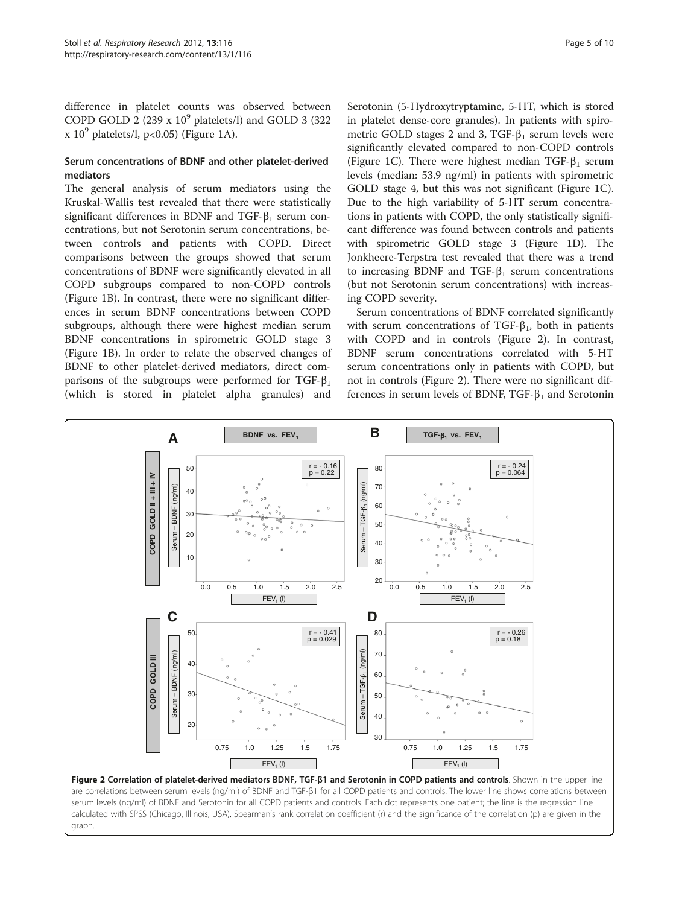difference in platelet counts was observed between COPD GOLD 2 (239 x $10^9$ platelets/l) and GOLD 3 (322 x $10^9$ platelets/l, $p<0.05$) (Figure 1A).

### Serum concentrations of BDNF and other platelet-derived mediators

The general analysis of serum mediators using the Kruskal-Wallis test revealed that there were statistically significant differences in BDNF and TGF-$\beta_1$ serum concentrations, but not Serotonin serum concentrations, between controls and patients with COPD. Direct comparisons between the groups showed that serum concentrations of BDNF were significantly elevated in all COPD subgroups compared to non-COPD controls (Figure 1B). In contrast, there were no significant differences in serum BDNF concentrations between COPD subgroups, although there were highest median serum BDNF concentrations in spirometric GOLD stage 3 (Figure 1B). In order to relate the observed changes of BDNF to other platelet-derived mediators, direct comparisons of the subgroups were performed for TGF-$\beta_1$ (which is stored in platelet alpha granules) and Serotonin (5-Hydroxytryptamine, 5-HT, which is stored in platelet dense-core granules). In patients with spirometric GOLD stages 2 and 3, TGF-$\beta_1$ serum levels were significantly elevated compared to non-COPD controls (Figure 1C). There were highest median TGF-$\beta_1$ serum levels (median: 53.9 ng/ml) in patients with spirometric GOLD stage 4, but this was not significant (Figure 1C). Due to the high variability of 5-HT serum concentrations in patients with COPD, the only statistically significant difference was found between controls and patients with spirometric GOLD stage 3 (Figure 1D). The Jonkheere-Terpstra test revealed that there was a trend to increasing BDNF and TGF-$\beta_1$ serum concentrations (but not Serotonin serum concentrations) with increasing COPD severity.

Serum concentrations of BDNF correlated significantly with serum concentrations of TGF-$\beta_1$, both in patients with COPD and in controls (Figure 2). In contrast, BDNF serum concentrations correlated with 5-HT serum concentrations only in patients with COPD, but not in controls (Figure 2). There were no significant differences in serum levels of BDNF, TGF-$\beta_1$ and Serotonin

**Figure 2 Correlation of platelet-derived mediators BDNF, TGF-β1 and Serotonin in COPD patients and controls**. Shown in the upper line are correlations between serum levels (ng/ml) of BDNF and TGF-β1 for all COPD patients and controls. The lower line shows correlations between serum levels (ng/ml) of BDNF and Serotonin for all COPD patients and controls. Each dot represents one patient; the line is the regression line calculated with SPSS (Chicago, Illinois, USA). Spearman's rank correlation coefficient (r) and the significance of the correlation (p) are given in the graph.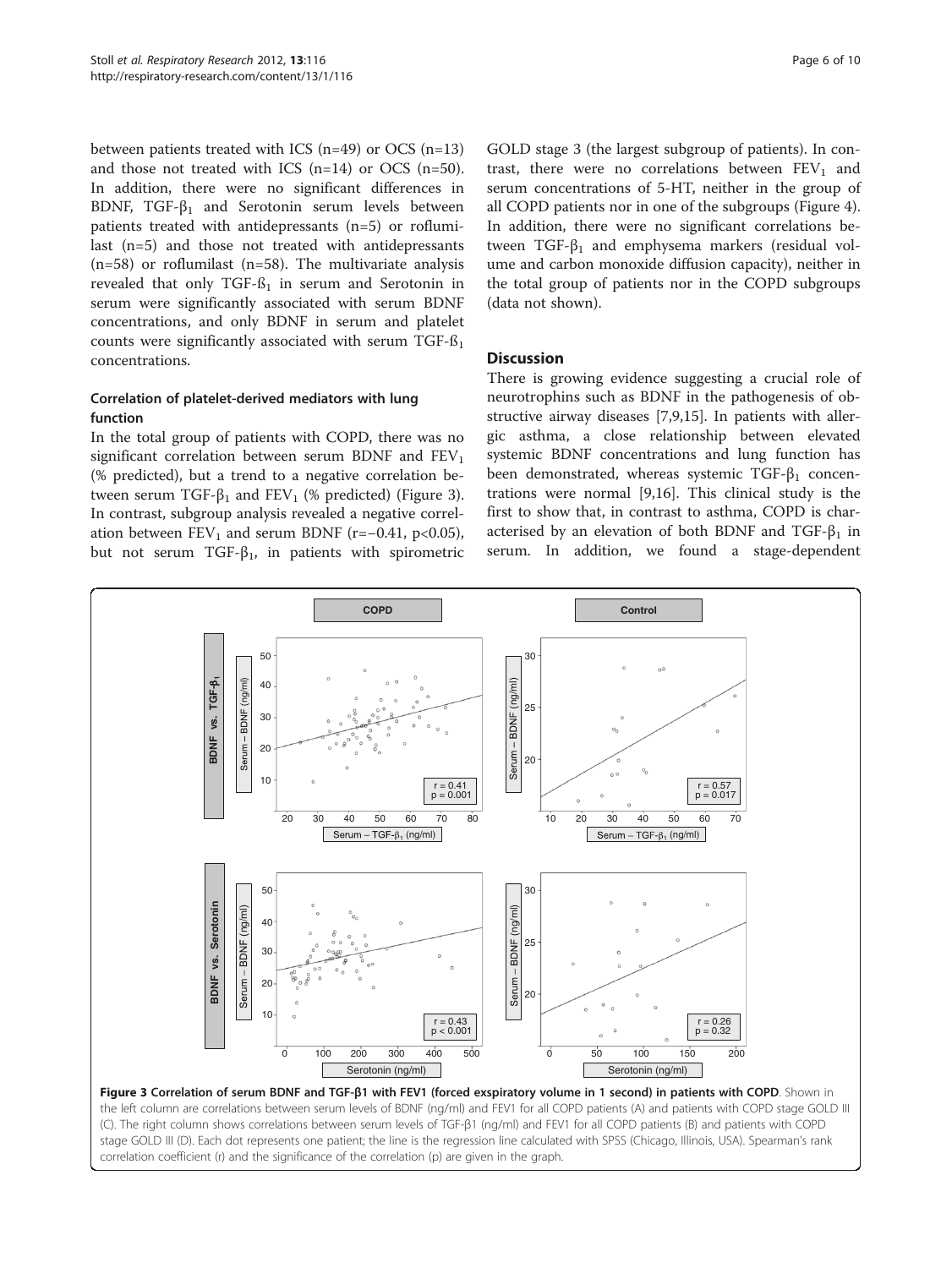between patients treated with ICS (n=49) or OCS (n=13) and those not treated with ICS (n=14) or OCS (n=50). In addition, there were no significant differences in BDNF, TGF-$\beta_1$ and Serotonin serum levels between patients treated with antidepressants (n=5) or roflumilast (n=5) and those not treated with antidepressants (n=58) or roflumilast (n=58). The multivariate analysis revealed that only TGF-ß$_1$ in serum and Serotonin in serum were significantly associated with serum BDNF concentrations, and only BDNF in serum and platelet counts were significantly associated with serum TGF-ß$_1$ concentrations.

### Correlation of platelet-derived mediators with lung function

In the total group of patients with COPD, there was no significant correlation between serum BDNF and $FEV_1$ (% predicted), but a trend to a negative correlation between serum TGF-$\beta_1$ and $FEV_1$ (% predicted) (Figure 3). In contrast, subgroup analysis revealed a negative correlation between $FEV_1$ and serum BDNF ($r=-0.41$, $p<0.05$), but not serum TGF-$\beta_1$, in patients with spirometric GOLD stage 3 (the largest subgroup of patients). In contrast, there were no correlations between $FEV_1$ and serum concentrations of 5-HT, neither in the group of all COPD patients nor in one of the subgroups (Figure 4). In addition, there were no significant correlations between TGF-$\beta_1$ and emphysema markers (residual volume and carbon monoxide diffusion capacity), neither in the total group of patients nor in the COPD subgroups (data not shown).

## Discussion

There is growing evidence suggesting a crucial role of neurotrophins such as BDNF in the pathogenesis of obstructive airway diseases [7,9,15]. In patients with allergic asthma, a close relationship between elevated systemic BDNF concentrations and lung function has been demonstrated, whereas systemic TGF-$\beta_1$ concentrations were normal [9,16]. This clinical study is the first to show that, in contrast to asthma, COPD is characterised by an elevation of both BDNF and TGF-$\beta_1$ in serum. In addition, we found a stage-dependent

**Figure 3 Correlation of serum BDNF and TGF-β1 with FEV1 (forced exspiratory volume in 1 second) in patients with COPD**. Shown in the left column are correlations between serum levels of BDNF (ng/ml) and FEV1 for all COPD patients (A) and patients with COPD stage GOLD III (C). The right column shows correlations between serum levels of TGF-β1 (ng/ml) and FEV1 for all COPD patients (B) and patients with COPD stage GOLD III (D). Each dot represents one patient; the line is the regression line calculated with SPSS (Chicago, Illinois, USA). Spearman's rank correlation coefficient (r) and the significance of the correlation (p) are given in the graph.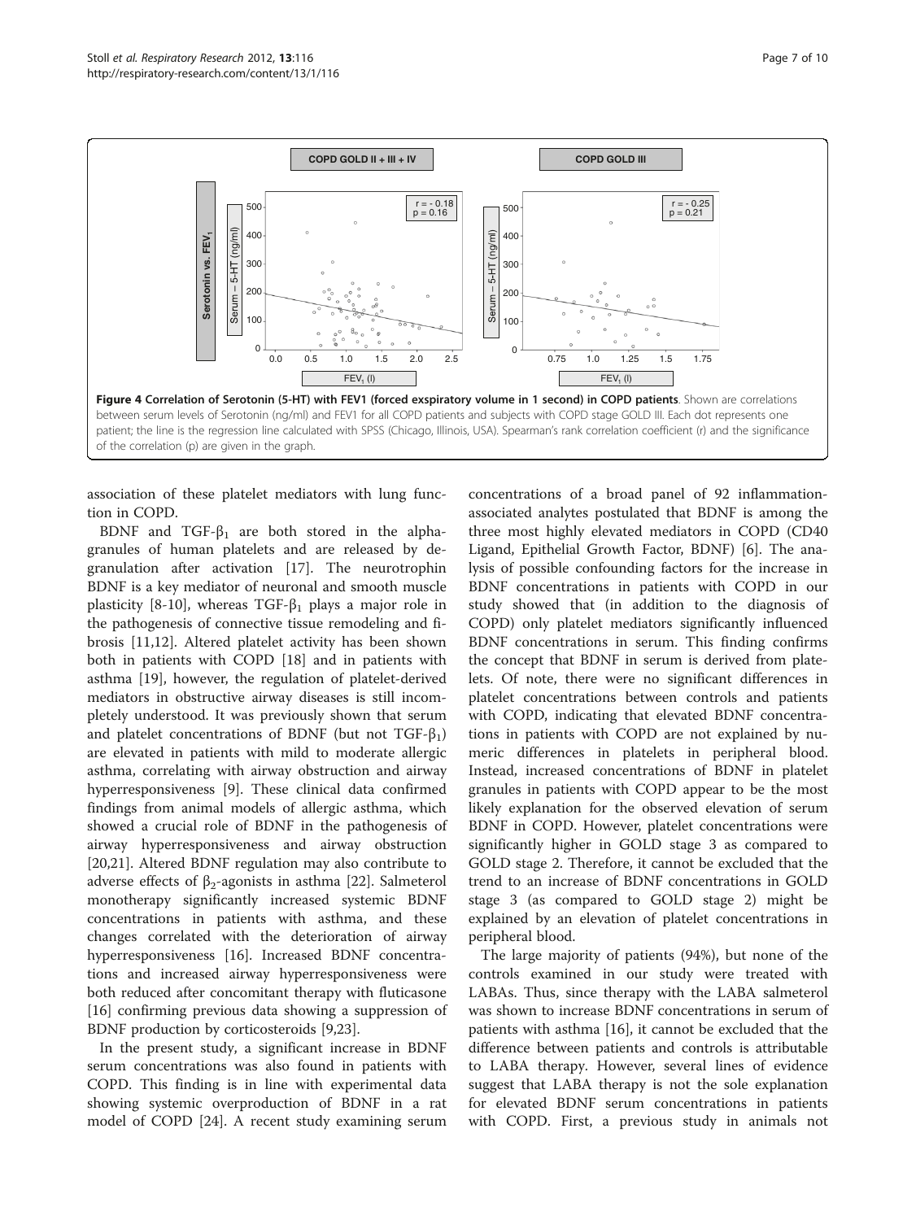**Figure 4 Correlation of Serotonin (5-HT) with FEV1 (forced exspiratory volume in 1 second) in COPD patients**. Shown are correlations between serum levels of Serotonin (ng/ml) and FEV1 for all COPD patients and subjects with COPD stage GOLD III. Each dot represents one patient; the line is the regression line calculated with SPSS (Chicago, Illinois, USA). Spearman's rank correlation coefficient (r) and the significance of the correlation (p) are given in the graph.

association of these platelet mediators with lung function in COPD.

BDNF and TGF-$\beta_1$ are both stored in the alpha-granules of human platelets and are released by degranulation after activation [17]. The neurotrophin BDNF is a key mediator of neuronal and smooth muscle plasticity [8-10], whereas TGF-$\beta_1$ plays a major role in the pathogenesis of connective tissue remodeling and fibrosis [11,12]. Altered platelet activity has been shown both in patients with COPD [18] and in patients with asthma [19], however, the regulation of platelet-derived mediators in obstructive airway diseases is still incompletely understood. It was previously shown that serum and platelet concentrations of BDNF (but not TGF-$\beta_1$) are elevated in patients with mild to moderate allergic asthma, correlating with airway obstruction and airway hyperresponsiveness [9]. These clinical data confirmed findings from animal models of allergic asthma, which showed a crucial role of BDNF in the pathogenesis of airway hyperresponsiveness and airway obstruction [20,21]. Altered BDNF regulation may also contribute to adverse effects of $\beta_2$-agonists in asthma [22]. Salmeterol monotherapy significantly increased systemic BDNF concentrations in patients with asthma, and these changes correlated with the deterioration of airway hyperresponsiveness [16]. Increased BDNF concentrations and increased airway hyperresponsiveness were both reduced after concomitant therapy with fluticasone [16] confirming previous data showing a suppression of BDNF production by corticosteroids [9,23].

In the present study, a significant increase in BDNF serum concentrations was also found in patients with COPD. This finding is in line with experimental data showing systemic overproduction of BDNF in a rat model of COPD [24]. A recent study examining serum concentrations of a broad panel of 92 inflammation-associated analytes postulated that BDNF is among the three most highly elevated mediators in COPD (CD40 Ligand, Epithelial Growth Factor, BDNF) [6]. The analysis of possible confounding factors for the increase in BDNF concentrations in patients with COPD in our study showed that (in addition to the diagnosis of COPD) only platelet mediators significantly influenced BDNF concentrations in serum. This finding confirms the concept that BDNF in serum is derived from platelets. Of note, there were no significant differences in platelet concentrations between controls and patients with COPD, indicating that elevated BDNF concentrations in patients with COPD are not explained by numeric differences in platelets in peripheral blood. Instead, increased concentrations of BDNF in platelet granules in patients with COPD appear to be the most likely explanation for the observed elevation of serum BDNF in COPD. However, platelet concentrations were significantly higher in GOLD stage 3 as compared to GOLD stage 2. Therefore, it cannot be excluded that the trend to an increase of BDNF concentrations in GOLD stage 3 (as compared to GOLD stage 2) might be explained by an elevation of platelet concentrations in peripheral blood.

The large majority of patients (94%), but none of the controls examined in our study were treated with LABAs. Thus, since therapy with the LABA salmeterol was shown to increase BDNF concentrations in serum of patients with asthma [16], it cannot be excluded that the difference between patients and controls is attributable to LABA therapy. However, several lines of evidence suggest that LABA therapy is not the sole explanation for elevated BDNF serum concentrations in patients with COPD. First, a previous study in animals not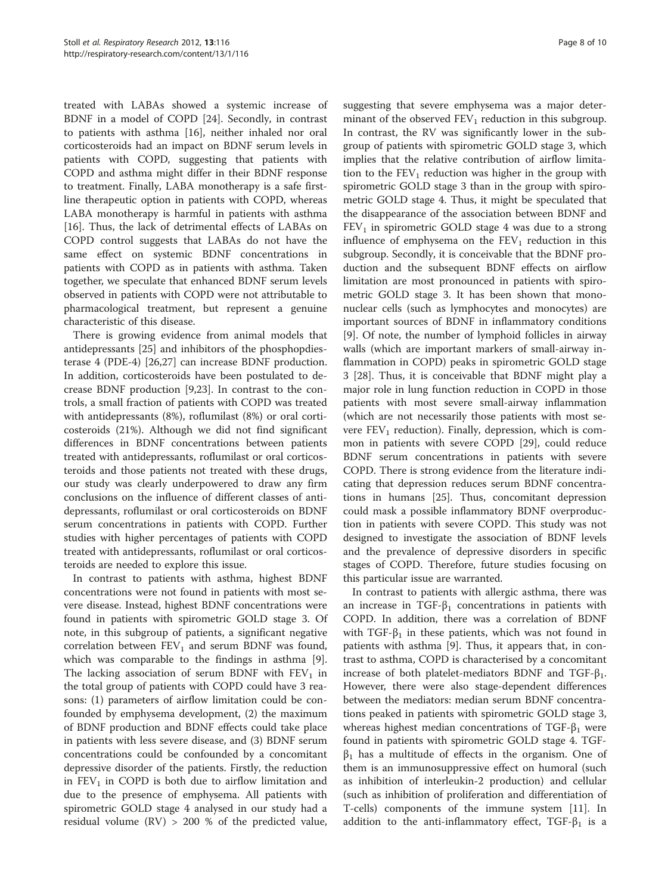treated with LABAs showed a systemic increase of BDNF in a model of COPD [24]. Secondly, in contrast to patients with asthma [16], neither inhaled nor oral corticosteroids had an impact on BDNF serum levels in patients with COPD, suggesting that patients with COPD and asthma might differ in their BDNF response to treatment. Finally, LABA monotherapy is a safe first-line therapeutic option in patients with COPD, whereas LABA monotherapy is harmful in patients with asthma [16]. Thus, the lack of detrimental effects of LABAs on COPD control suggests that LABAs do not have the same effect on systemic BDNF concentrations in patients with COPD as in patients with asthma. Taken together, we speculate that enhanced BDNF serum levels observed in patients with COPD were not attributable to pharmacological treatment, but represent a genuine characteristic of this disease.

There is growing evidence from animal models that antidepressants [25] and inhibitors of the phosphopdiesterase 4 (PDE-4) [26,27] can increase BDNF production. In addition, corticosteroids have been postulated to decrease BDNF production [9,23]. In contrast to the controls, a small fraction of patients with COPD was treated with antidepressants (8%), roflumilast (8%) or oral corticosteroids (21%). Although we did not find significant differences in BDNF concentrations between patients treated with antidepressants, roflumilast or oral corticosteroids and those patients not treated with these drugs, our study was clearly underpowered to draw any firm conclusions on the influence of different classes of antidepressants, roflumilast or oral corticosteroids on BDNF serum concentrations in patients with COPD. Further studies with higher percentages of patients with COPD treated with antidepressants, roflumilast or oral corticosteroids are needed to explore this issue.

In contrast to patients with asthma, highest BDNF concentrations were not found in patients with most severe disease. Instead, highest BDNF concentrations were found in patients with spirometric GOLD stage 3. Of note, in this subgroup of patients, a significant negative correlation between $FEV_1$ and serum BDNF was found, which was comparable to the findings in asthma [9]. The lacking association of serum BDNF with $FEV_1$ in the total group of patients with COPD could have 3 reasons: (1) parameters of airflow limitation could be confounded by emphysema development, (2) the maximum of BDNF production and BDNF effects could take place in patients with less severe disease, and (3) BDNF serum concentrations could be confounded by a concomitant depressive disorder of the patients. Firstly, the reduction in $FEV_1$ in COPD is both due to airflow limitation and due to the presence of emphysema. All patients with spirometric GOLD stage 4 analysed in our study had a residual volume (RV) > 200 % of the predicted value, suggesting that severe emphysema was a major determinant of the observed $FEV_1$ reduction in this subgroup. In contrast, the RV was significantly lower in the subgroup of patients with spirometric GOLD stage 3, which implies that the relative contribution of airflow limitation to the $FEV_1$ reduction was higher in the group with spirometric GOLD stage 3 than in the group with spirometric GOLD stage 4. Thus, it might be speculated that the disappearance of the association between BDNF and $FEV_1$ in spirometric GOLD stage 4 was due to a strong influence of emphysema on the $FEV_1$ reduction in this subgroup. Secondly, it is conceivable that the BDNF production and the subsequent BDNF effects on airflow limitation are most pronounced in patients with spirometric GOLD stage 3. It has been shown that mononuclear cells (such as lymphocytes and monocytes) are important sources of BDNF in inflammatory conditions [9]. Of note, the number of lymphoid follicles in airway walls (which are important markers of small-airway inflammation in COPD) peaks in spirometric GOLD stage 3 [28]. Thus, it is conceivable that BDNF might play a major role in lung function reduction in COPD in those patients with most severe small-airway inflammation (which are not necessarily those patients with most severe $FEV_1$ reduction). Finally, depression, which is common in patients with severe COPD [29], could reduce BDNF serum concentrations in patients with severe COPD. There is strong evidence from the literature indicating that depression reduces serum BDNF concentrations in humans [25]. Thus, concomitant depression could mask a possible inflammatory BDNF overproduction in patients with severe COPD. This study was not designed to investigate the association of BDNF levels and the prevalence of depressive disorders in specific stages of COPD. Therefore, future studies focusing on this particular issue are warranted.

In contrast to patients with allergic asthma, there was an increase in TGF-$\beta_1$ concentrations in patients with COPD. In addition, there was a correlation of BDNF with TGF-$\beta_1$ in these patients, which was not found in patients with asthma [9]. Thus, it appears that, in contrast to asthma, COPD is characterised by a concomitant increase of both platelet-mediators BDNF and TGF-$\beta_1$. However, there were also stage-dependent differences between the mediators: median serum BDNF concentrations peaked in patients with spirometric GOLD stage 3, whereas highest median concentrations of TGF-$\beta_1$ were found in patients with spirometric GOLD stage 4. TGF-$\beta_1$ has a multitude of effects in the organism. One of them is an immunosuppressive effect on humoral (such as inhibition of interleukin-2 production) and cellular (such as inhibition of proliferation and differentiation of T-cells) components of the immune system [11]. In addition to the anti-inflammatory effect, TGF-$\beta_1$ is a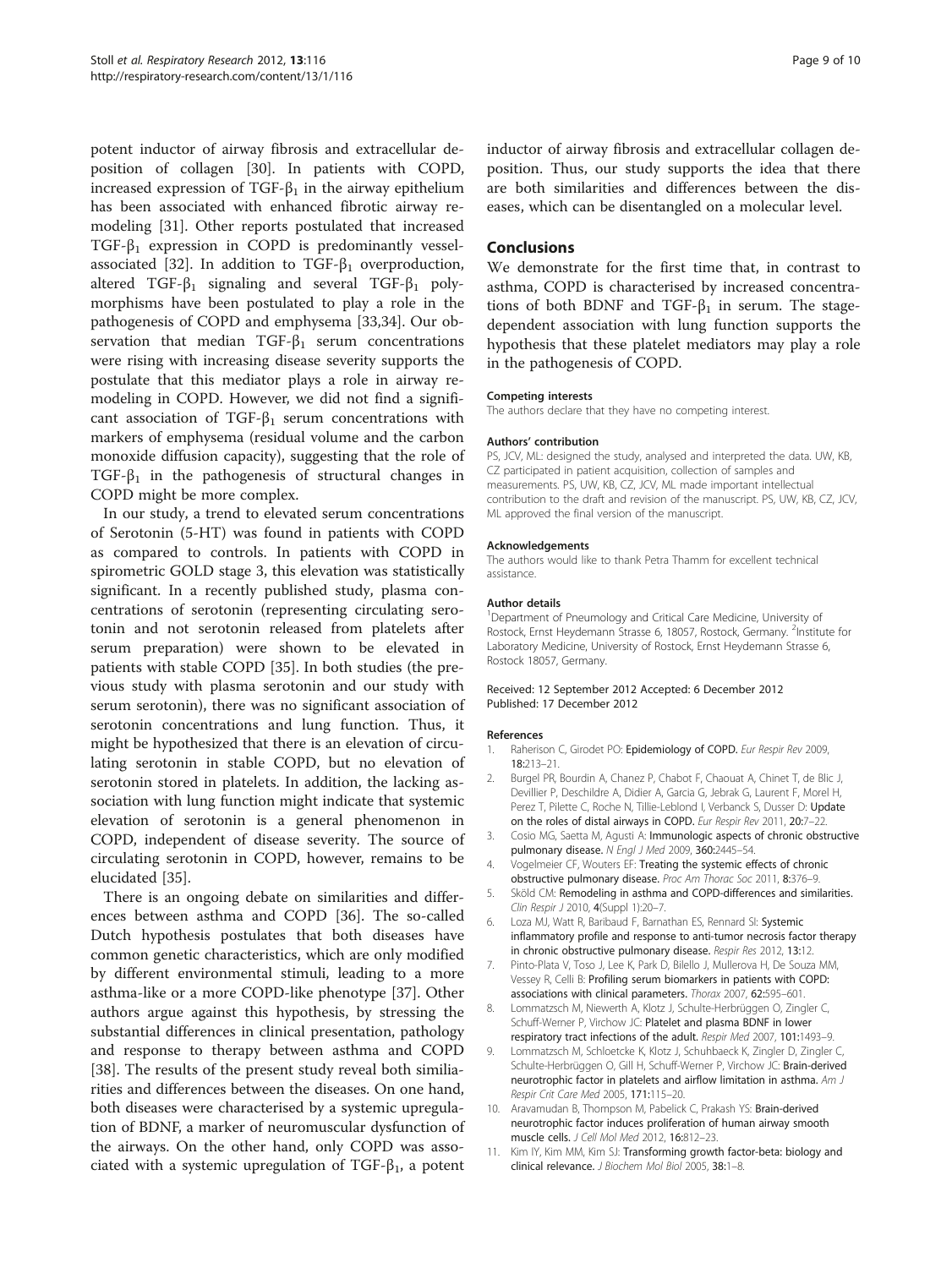potent inductor of airway fibrosis and extracellular deposition of collagen [30]. In patients with COPD, increased expression of TGF-$\beta_1$ in the airway epithelium has been associated with enhanced fibrotic airway remodeling [31]. Other reports postulated that increased TGF-$\beta_1$ expression in COPD is predominantly vessel-associated [32]. In addition to TGF-$\beta_1$ overproduction, altered TGF-$\beta_1$ signaling and several TGF-$\beta_1$ polymorphisms have been postulated to play a role in the pathogenesis of COPD and emphysema [33,34]. Our observation that median TGF-$\beta_1$ serum concentrations were rising with increasing disease severity supports the postulate that this mediator plays a role in airway remodeling in COPD. However, we did not find a significant association of TGF-$\beta_1$ serum concentrations with markers of emphysema (residual volume and the carbon monoxide diffusion capacity), suggesting that the role of TGF-$\beta_1$ in the pathogenesis of structural changes in COPD might be more complex.

In our study, a trend to elevated serum concentrations of Serotonin (5-HT) was found in patients with COPD as compared to controls. In patients with COPD in spirometric GOLD stage 3, this elevation was statistically significant. In a recently published study, plasma concentrations of serotonin (representing circulating serotonin and not serotonin released from platelets after serum preparation) were shown to be elevated in patients with stable COPD [35]. In both studies (the previous study with plasma serotonin and our study with serum serotonin), there was no significant association of serotonin concentrations and lung function. Thus, it might be hypothesized that there is an elevation of circulating serotonin in stable COPD, but no elevation of serotonin stored in platelets. In addition, the lacking association with lung function might indicate that systemic elevation of serotonin is a general phenomenon in COPD, independent of disease severity. The source of circulating serotonin in COPD, however, remains to be elucidated [35].

There is an ongoing debate on similarities and differences between asthma and COPD [36]. The so-called Dutch hypothesis postulates that both diseases have common genetic characteristics, which are only modified by different environmental stimuli, leading to a more asthma-like or a more COPD-like phenotype [37]. Other authors argue against this hypothesis, by stressing the substantial differences in clinical presentation, pathology and response to therapy between asthma and COPD [38]. The results of the present study reveal both similarities and differences between the diseases. On one hand, both diseases were characterised by a systemic upregulation of BDNF, a marker of neuromuscular dysfunction of the airways. On the other hand, only COPD was associated with a systemic upregulation of TGF-$\beta_1$, a potent inductor of airway fibrosis and extracellular collagen deposition. Thus, our study supports the idea that there are both similarities and differences between the diseases, which can be disentangled on a molecular level.

## Conclusions

We demonstrate for the first time that, in contrast to asthma, COPD is characterised by increased concentrations of both BDNF and TGF-$\beta_1$ in serum. The stage-dependent association with lung function supports the hypothesis that these platelet mediators may play a role in the pathogenesis of COPD.

#### Competing interests

The authors declare that they have no competing interest.

#### Authors' contribution

PS, JCV, ML: designed the study, analysed and interpreted the data. UW, KB, CZ participated in patient acquisition, collection of samples and measurements. PS, UW, KB, CZ, JCV, ML made important intellectual contribution to the draft and revision of the manuscript. PS, UW, KB, CZ, JCV, ML approved the final version of the manuscript.

#### Acknowledgements

The authors would like to thank Petra Thamm for excellent technical assistance.

#### Author details

[1]Department of Pneumology and Critical Care Medicine, University of Rostock, Ernst Heydemann Strasse 6, 18057, Rostock, Germany. [2]Institute for Laboratory Medicine, University of Rostock, Ernst Heydemann Strasse 6, Rostock 18057, Germany.

Received: 12 September 2012 Accepted: 6 December 2012
Published: 17 December 2012

#### References

1. Raherison C, Girodet PO: **Epidemiology of COPD.** *Eur Respir Rev* 2009, **18:**213–21.
2. Burgel PR, Bourdin A, Chanez P, Chabot F, Chaouat A, Chinet T, de Blic J, Devillier P, Deschildre A, Didier A, Garcia G, Jebrak G, Laurent F, Morel H, Perez T, Pilette C, Roche N, Tillie-Leblond I, Verbanck S, Dusser D: **Update on the roles of distal airways in COPD.** *Eur Respir Rev* 2011, **20:**7–22.
3. Cosio MG, Saetta M, Agusti A: **Immunologic aspects of chronic obstructive pulmonary disease.** *N Engl J Med* 2009, **360:**2445–54.
4. Vogelmeier CF, Wouters EF: **Treating the systemic effects of chronic obstructive pulmonary disease.** *Proc Am Thorac Soc* 2011, **8:**376–9.
5. Sköld CM: **Remodeling in asthma and COPD-differences and similarities.** *Clin Respir J* 2010, **4**(Suppl 1):20–7.
6. Loza MJ, Watt R, Baribaud F, Barnathan ES, Rennard SI: **Systemic inflammatory profile and response to anti-tumor necrosis factor therapy in chronic obstructive pulmonary disease.** *Respir Res* 2012, **13:**12.
7. Pinto-Plata V, Toso J, Lee K, Park D, Bilello J, Mullerova H, De Souza MM, Vessey R, Celli B: **Profiling serum biomarkers in patients with COPD: associations with clinical parameters.** *Thorax* 2007, **62:**595–601.
8. Lommatzsch M, Niewerth A, Klotz J, Schulte-Herbrüggen O, Zingler C, Schuff-Werner P, Virchow JC: **Platelet and plasma BDNF in lower respiratory tract infections of the adult.** *Respir Med* 2007, **101:**1493–9.
9. Lommatzsch M, Schloetcke K, Klotz J, Schuhbaeck K, Zingler D, Zingler C, Schulte-Herbrüggen O, Gill H, Schuff-Werner P, Virchow JC: **Brain-derived neurotrophic factor in platelets and airflow limitation in asthma.** *Am J Respir Crit Care Med* 2005, **171:**115–20.
10. Aravamudan B, Thompson M, Pabelick C, Prakash YS: **Brain-derived neurotrophic factor induces proliferation of human airway smooth muscle cells.** *J Cell Mol Med* 2012, **16:**812–23.
11. Kim IY, Kim MM, Kim SJ: **Transforming growth factor-beta: biology and clinical relevance.** *J Biochem Mol Biol* 2005, **38:**1–8.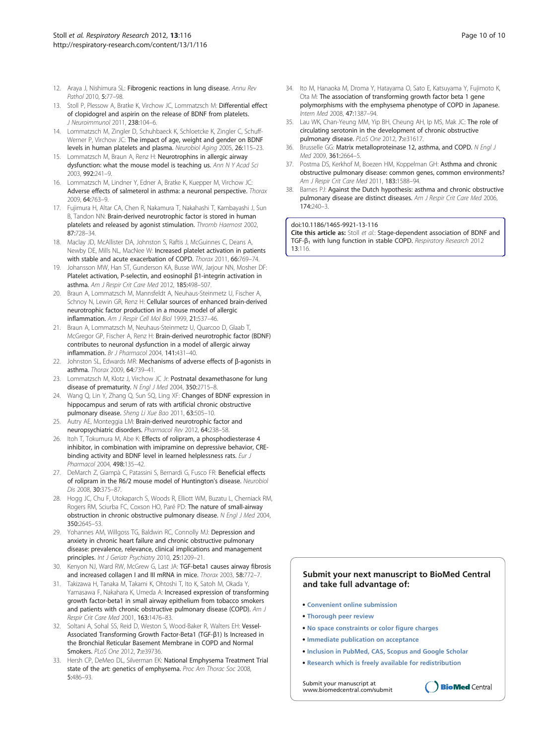12. Araya J, Nishimura SL: **Fibrogenic reactions in lung disease.** *Annu Rev Pathol* 2010, **5:**77–98.
13. Stoll P, Plessow A, Bratke K, Virchow JC, Lommatzsch M: **Differential effect of clopidogrel and aspirin on the release of BDNF from platelets.** *J Neuroimmunol* 2011, **238:**104–6.
14. Lommatzsch M, Zingler D, Schuhbaeck K, Schloetcke K, Zingler C, Schuff-Werner P, Virchow JC: **The impact of age, weight and gender on BDNF levels in human platelets and plasma.** *Neurobiol Aging* 2005, **26:**115–23.
15. Lommatzsch M, Braun A, Renz H: **Neurotrophins in allergic airway dysfunction: what the mouse model is teaching us.** *Ann N Y Acad Sci* 2003, **992:**241–9.
16. Lommatzsch M, Lindner Y, Edner A, Bratke K, Kuepper M, Virchow JC: **Adverse effects of salmeterol in asthma: a neuronal perspective.** *Thorax* 2009, **64:**763–9.
17. Fujimura H, Altar CA, Chen R, Nakamura T, Nakahashi T, Kambayashi J, Sun B, Tandon NN: **Brain-derived neurotrophic factor is stored in human platelets and released by agonist stimulation.** *Thromb Haemost* 2002, **87:**728–34.
18. Maclay JD, McAllister DA, Johnston S, Raftis J, McGuinnes C, Deans A, Newby DE, Mills NL, MacNee W: **Increased platelet activation in patients with stable and acute exacerbation of COPD.** *Thorax* 2011, **66:**769–74.
19. Johansson MW, Han ST, Gunderson KA, Busse WW, Jarjour NN, Mosher DF: **Platelet activation, P-selectin, and eosinophil β1-integrin activation in asthma.** *Am J Respir Crit Care Med* 2012, **185:**498–507.
20. Braun A, Lommatzsch M, Mannsfeldt A, Neuhaus-Steinmetz U, Fischer A, Schnoy N, Lewin GR, Renz H: **Cellular sources of enhanced brain-derived neurotrophic factor production in a mouse model of allergic inflammation.** *Am J Respir Cell Mol Biol* 1999, **21:**537–46.
21. Braun A, Lommatzsch M, Neuhaus-Steinmetz U, Quarcoo D, Glaab T, McGregor GP, Fischer A, Renz H: **Brain-derived neurotrophic factor (BDNF) contributes to neuronal dysfunction in a model of allergic airway inflammation.** *Br J Pharmacol* 2004, **141:**431–40.
22. Johnston SL, Edwards MR: **Mechanisms of adverse effects of β-agonists in asthma.** *Thorax* 2009, **64:**739–41.
23. Lommatzsch M, Klotz J, Virchow JC Jr: **Postnatal dexamethasone for lung disease of prematurity.** *N Engl J Med* 2004, **350:**2715–8.
24. Wang Q, Lin Y, Zhang Q, Sun SQ, Ling XF: **Changes of BDNF expression in hippocampus and serum of rats with artificial chronic obstructive pulmonary disease.** *Sheng Li Xue Bao* 2011, **63:**505–10.
25. Autry AE, Monteggia LM: **Brain-derived neurotrophic factor and neuropsychiatric disorders.** *Pharmacol Rev* 2012, **64:**238–58.
26. Itoh T, Tokumura M, Abe K: **Effects of rolipram, a phosphodiesterase 4 inhibitor, in combination with imipramine on depressive behavior, CRE-binding activity and BDNF level in learned helplessness rats.** *Eur J Pharmacol* 2004, **498:**135–42.
27. DeMarch Z, Giampà C, Patassini S, Bernardi G, Fusco FR: **Beneficial effects of rolipram in the R6/2 mouse model of Huntington's disease.** *Neurobiol Dis* 2008, **30:**375–87.
28. Hogg JC, Chu F, Utokaparch S, Woods R, Elliott WM, Buzatu L, Cherniack RM, Rogers RM, Sciurba FC, Coxson HO, Paré PD: **The nature of small-airway obstruction in chronic obstructive pulmonary disease.** *N Engl J Med* 2004, **350:**2645–53.
29. Yohannes AM, Willgoss TG, Baldwin RC, Connolly MJ: **Depression and anxiety in chronic heart failure and chronic obstructive pulmonary disease: prevalence, relevance, clinical implications and management principles.** *Int J Geriatr Psychiatry* 2010, **25:**1209–21.
30. Kenyon NJ, Ward RW, McGrew G, Last JA: **TGF-beta1 causes airway fibrosis and increased collagen I and III mRNA in mice.** *Thorax* 2003, **58:**772–7.
31. Takizawa H, Tanaka M, Takami K, Ohtoshi T, Ito K, Satoh M, Okada Y, Yamasawa F, Nakahara K, Umeda A: **Increased expression of transforming growth factor-beta1 in small airway epithelium from tobacco smokers and patients with chronic obstructive pulmonary disease (COPD).** *Am J Respir Crit Care Med* 2001, **163:**1476–83.
32. Soltani A, Sohal SS, Reid D, Weston S, Wood-Baker R, Walters EH: **Vessel-Associated Transforming Growth Factor-Beta1 (TGF-β1) Is Increased in the Bronchial Reticular Basement Membrane in COPD and Normal Smokers.** *PLoS One* 2012, **7:**e39736.
33. Hersh CP, DeMeo DL, Silverman EK: **National Emphysema Treatment Trial state of the art: genetics of emphysema.** *Proc Am Thorac Soc* 2008, **5:**486–93.
34. Ito M, Hanaoka M, Droma Y, Hatayama O, Sato E, Katsuyama Y, Fujimoto K, Ota M: **The association of transforming growth factor beta 1 gene polymorphisms with the emphysema phenotype of COPD in Japanese.** *Intern Med* 2008, **47:**1387–94.
35. Lau WK, Chan-Yeung MM, Yip BH, Cheung AH, Ip MS, Mak JC: **The role of circulating serotonin in the development of chronic obstructive pulmonary disease.** *PLoS One* 2012, **7:**e31617.
36. Brusselle GG: **Matrix metalloproteinase 12, asthma, and COPD.** *N Engl J Med* 2009, **361:**2664–5.
37. Postma DS, Kerkhof M, Boezen HM, Koppelman GH: **Asthma and chronic obstructive pulmonary disease: common genes, common environments?** *Am J Respir Crit Care Med* 2011, **183:**1588–94.
38. Barnes PJ: **Against the Dutch hypothesis: asthma and chronic obstructive pulmonary disease are distinct diseases.** *Am J Respir Crit Care Med* 2006, **174:**240–3.

doi:10.1186/1465-9921-13-116

**Cite this article as:** Stoll *et al.*: Stage-dependent association of BDNF and TGF-$\beta_1$ with lung function in stable COPD. *Respiratory Research* 2012 **13**:116.

**Submit your next manuscript to BioMed Central and take full advantage of:**

- **Convenient online submission**
- **Thorough peer review**
- **No space constraints or color figure charges**
- **Immediate publication on acceptance**
- **Inclusion in PubMed, CAS, Scopus and Google Scholar**
- **Research which is freely available for redistribution**

Submit your manuscript at www.biomedcentral.com/submit

BioMed Central